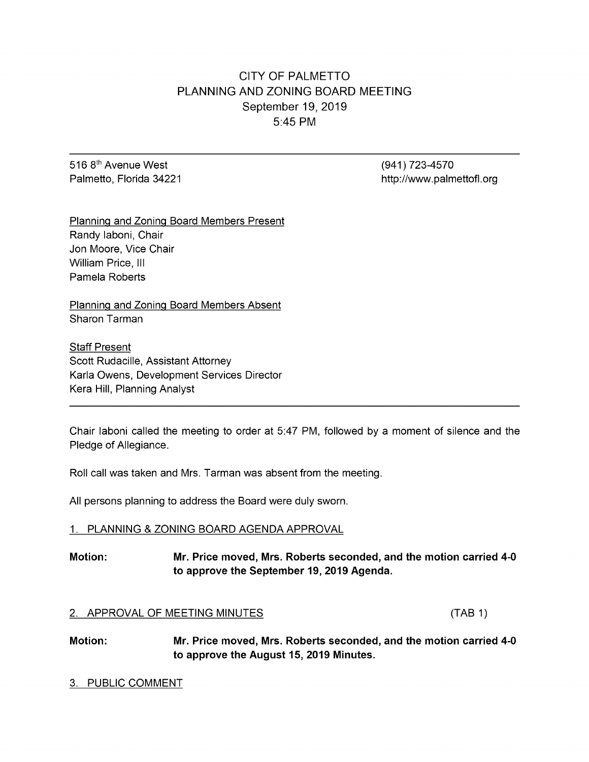# CITY OF PALMETTO
## PLANNING AND ZONING BOARD MEETING
### September 19, 2019
### 5:45 PM

---

516 8th Avenue West
Palmetto, Florida 34221

(941) 723-4570
http://www.palmettofl.org

<u>Planning and Zoning Board Members Present</u>
Randy Iaboni, Chair
Jon Moore, Vice Chair
William Price, III
Pamela Roberts

<u>Planning and Zoning Board Members Absent</u>
Sharon Tarman

<u>Staff Present</u>
Scott Rudacille, Assistant Attorney
Karla Owens, Development Services Director
Kera Hill, Planning Analyst

---

Chair Iaboni called the meeting to order at 5:47 PM, followed by a moment of silence and the Pledge of Allegiance.

Roll call was taken and Mrs. Tarman was absent from the meeting.

All persons planning to address the Board were duly sworn.

## 1. PLANNING & ZONING BOARD AGENDA APPROVAL

**Motion:** **Mr. Price moved, Mrs. Roberts seconded, and the motion carried 4-0 to approve the September 19, 2019 Agenda.**

## 2. APPROVAL OF MEETING MINUTES (TAB 1)

**Motion:** **Mr. Price moved, Mrs. Roberts seconded, and the motion carried 4-0 to approve the August 15, 2019 Minutes.**

## 3. PUBLIC COMMENT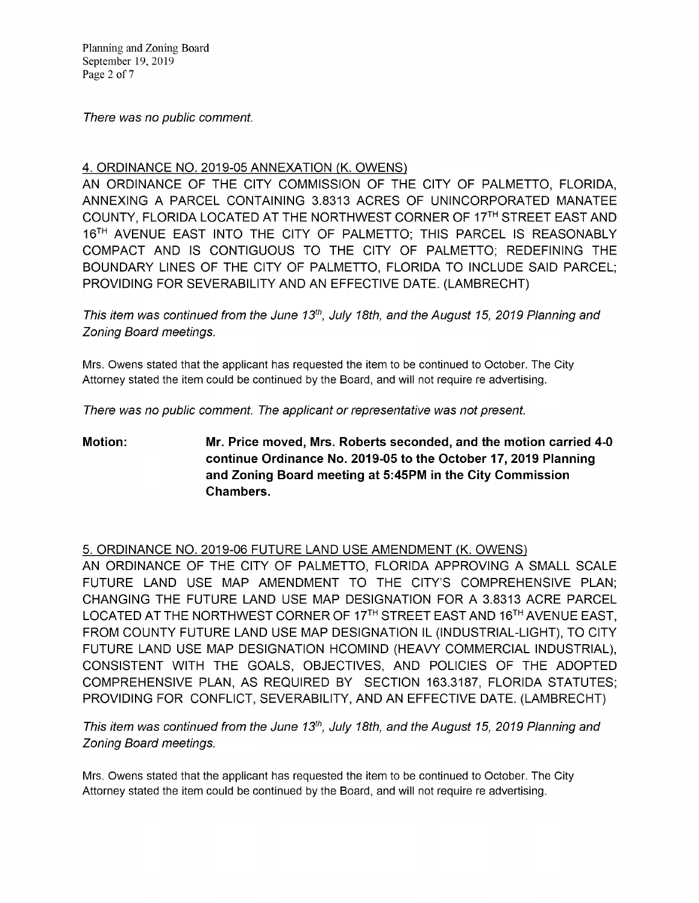*There was no public comment.*

## 4. ORDINANCE NO. 2019-05 ANNEXATION (K. OWENS)

AN ORDINANCE OF THE CITY COMMISSION OF THE CITY OF PALMETTO, FLORIDA, ANNEXING A PARCEL CONTAINING 3.8313 ACRES OF UNINCORPORATED MANATEE COUNTY, FLORIDA LOCATED AT THE NORTHWEST CORNER OF 17TH STREET EAST AND 16TH AVENUE EAST INTO THE CITY OF PALMETTO; THIS PARCEL IS REASONABLY COMPACT AND IS CONTIGUOUS TO THE CITY OF PALMETTO; REDEFINING THE BOUNDARY LINES OF THE CITY OF PALMETTO, FLORIDA TO INCLUDE SAID PARCEL; PROVIDING FOR SEVERABILITY AND AN EFFECTIVE DATE. (LAMBRECHT)

*This item was continued from the June 13th, July 18th, and the August 15, 2019 Planning and Zoning Board meetings.*

Mrs. Owens stated that the applicant has requested the item to be continued to October. The City Attorney stated the item could be continued by the Board, and will not require re advertising.

*There was no public comment. The applicant or representative was not present.*

**Motion:** **Mr. Price moved, Mrs. Roberts seconded, and the motion carried 4-0 continue Ordinance No. 2019-05 to the October 17, 2019 Planning and Zoning Board meeting at 5:45PM in the City Commission Chambers.**

## 5. ORDINANCE NO. 2019-06 FUTURE LAND USE AMENDMENT (K. OWENS)

AN ORDINANCE OF THE CITY OF PALMETTO, FLORIDA APPROVING A SMALL SCALE FUTURE LAND USE MAP AMENDMENT TO THE CITY'S COMPREHENSIVE PLAN; CHANGING THE FUTURE LAND USE MAP DESIGNATION FOR A 3.8313 ACRE PARCEL LOCATED AT THE NORTHWEST CORNER OF 17TH STREET EAST AND 16TH AVENUE EAST, FROM COUNTY FUTURE LAND USE MAP DESIGNATION IL (INDUSTRIAL-LIGHT), TO CITY FUTURE LAND USE MAP DESIGNATION HCOMIND (HEAVY COMMERCIAL INDUSTRIAL), CONSISTENT WITH THE GOALS, OBJECTIVES, AND POLICIES OF THE ADOPTED COMPREHENSIVE PLAN, AS REQUIRED BY SECTION 163.3187, FLORIDA STATUTES; PROVIDING FOR CONFLICT, SEVERABILITY, AND AN EFFECTIVE DATE. (LAMBRECHT)

*This item was continued from the June 13th, July 18th, and the August 15, 2019 Planning and Zoning Board meetings.*

Mrs. Owens stated that the applicant has requested the item to be continued to October. The City Attorney stated the item could be continued by the Board, and will not require re advertising.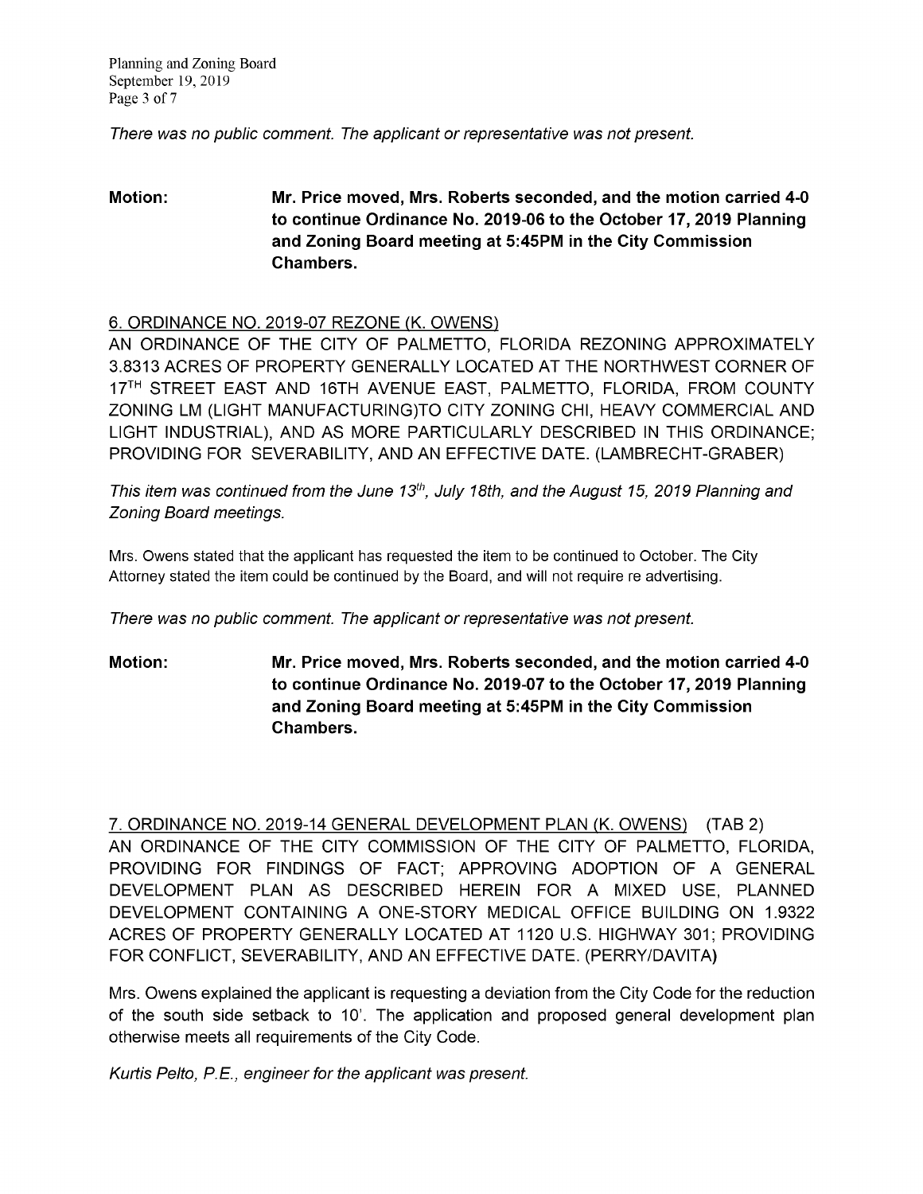*There was no public comment. The applicant or representative was not present.*

**Motion:** **Mr. Price moved, Mrs. Roberts seconded, and the motion carried 4-0 to continue Ordinance No. 2019-06 to the October 17, 2019 Planning and Zoning Board meeting at 5:45PM in the City Commission Chambers.**

6. ORDINANCE NO. 2019-07 REZONE (K. OWENS)

AN ORDINANCE OF THE CITY OF PALMETTO, FLORIDA REZONING APPROXIMATELY 3.8313 ACRES OF PROPERTY GENERALLY LOCATED AT THE NORTHWEST CORNER OF 17TH STREET EAST AND 16TH AVENUE EAST, PALMETTO, FLORIDA, FROM COUNTY ZONING LM (LIGHT MANUFACTURING)TO CITY ZONING CHI, HEAVY COMMERCIAL AND LIGHT INDUSTRIAL), AND AS MORE PARTICULARLY DESCRIBED IN THIS ORDINANCE; PROVIDING FOR SEVERABILITY, AND AN EFFECTIVE DATE. (LAMBRECHT-GRABER)

*This item was continued from the June 13th, July 18th, and the August 15, 2019 Planning and Zoning Board meetings.*

Mrs. Owens stated that the applicant has requested the item to be continued to October. The City Attorney stated the item could be continued by the Board, and will not require re advertising.

*There was no public comment. The applicant or representative was not present.*

**Motion:** **Mr. Price moved, Mrs. Roberts seconded, and the motion carried 4-0 to continue Ordinance No. 2019-07 to the October 17, 2019 Planning and Zoning Board meeting at 5:45PM in the City Commission Chambers.**

7. ORDINANCE NO. 2019-14 GENERAL DEVELOPMENT PLAN (K. OWENS) (TAB 2)

AN ORDINANCE OF THE CITY COMMISSION OF THE CITY OF PALMETTO, FLORIDA, PROVIDING FOR FINDINGS OF FACT; APPROVING ADOPTION OF A GENERAL DEVELOPMENT PLAN AS DESCRIBED HEREIN FOR A MIXED USE, PLANNED DEVELOPMENT CONTAINING A ONE-STORY MEDICAL OFFICE BUILDING ON 1.9322 ACRES OF PROPERTY GENERALLY LOCATED AT 1120 U.S. HIGHWAY 301; PROVIDING FOR CONFLICT, SEVERABILITY, AND AN EFFECTIVE DATE. (PERRY/DAVITA)

Mrs. Owens explained the applicant is requesting a deviation from the City Code for the reduction of the south side setback to 10'. The application and proposed general development plan otherwise meets all requirements of the City Code.

*Kurtis Pelto, P.E., engineer for the applicant was present.*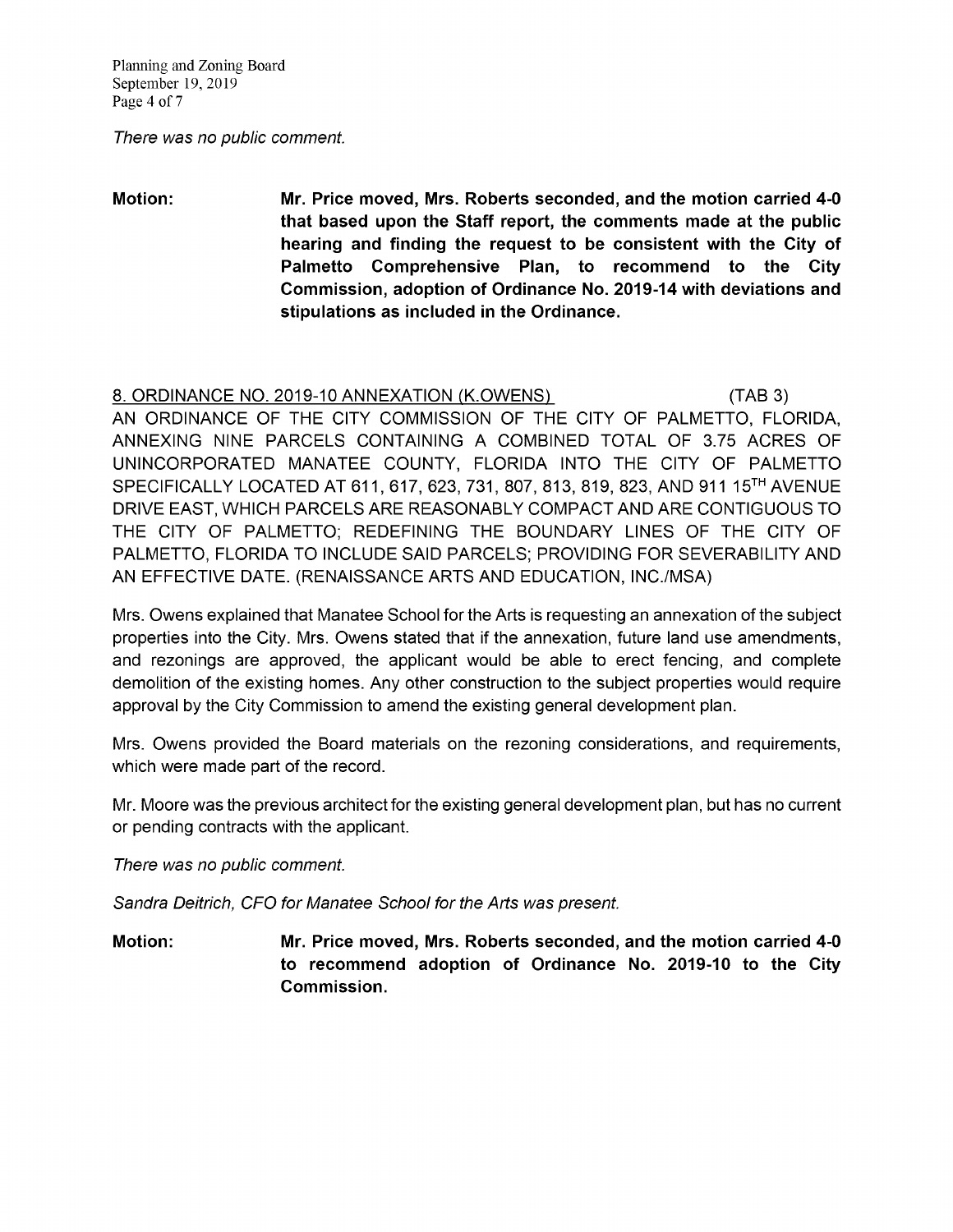*There was no public comment.*

**Motion:** **Mr. Price moved, Mrs. Roberts seconded, and the motion carried 4-0 that based upon the Staff report, the comments made at the public hearing and finding the request to be consistent with the City of Palmetto Comprehensive Plan, to recommend to the City Commission, adoption of Ordinance No. 2019-14 with deviations and stipulations as included in the Ordinance.**

<u>8. ORDINANCE NO. 2019-10 ANNEXATION (K.OWENS)</u> (TAB 3)

AN ORDINANCE OF THE CITY COMMISSION OF THE CITY OF PALMETTO, FLORIDA, ANNEXING NINE PARCELS CONTAINING A COMBINED TOTAL OF 3.75 ACRES OF UNINCORPORATED MANATEE COUNTY, FLORIDA INTO THE CITY OF PALMETTO SPECIFICALLY LOCATED AT 611, 617, 623, 731, 807, 813, 819, 823, AND 911 15TH AVENUE DRIVE EAST, WHICH PARCELS ARE REASONABLY COMPACT AND ARE CONTIGUOUS TO THE CITY OF PALMETTO; REDEFINING THE BOUNDARY LINES OF THE CITY OF PALMETTO, FLORIDA TO INCLUDE SAID PARCELS; PROVIDING FOR SEVERABILITY AND AN EFFECTIVE DATE. (RENAISSANCE ARTS AND EDUCATION, INC./MSA)

Mrs. Owens explained that Manatee School for the Arts is requesting an annexation of the subject properties into the City. Mrs. Owens stated that if the annexation, future land use amendments, and rezonings are approved, the applicant would be able to erect fencing, and complete demolition of the existing homes. Any other construction to the subject properties would require approval by the City Commission to amend the existing general development plan.

Mrs. Owens provided the Board materials on the rezoning considerations, and requirements, which were made part of the record.

Mr. Moore was the previous architect for the existing general development plan, but has no current or pending contracts with the applicant.

*There was no public comment.*

*Sandra Deitrich, CFO for Manatee School for the Arts was present.*

**Motion:** **Mr. Price moved, Mrs. Roberts seconded, and the motion carried 4-0 to recommend adoption of Ordinance No. 2019-10 to the City Commission.**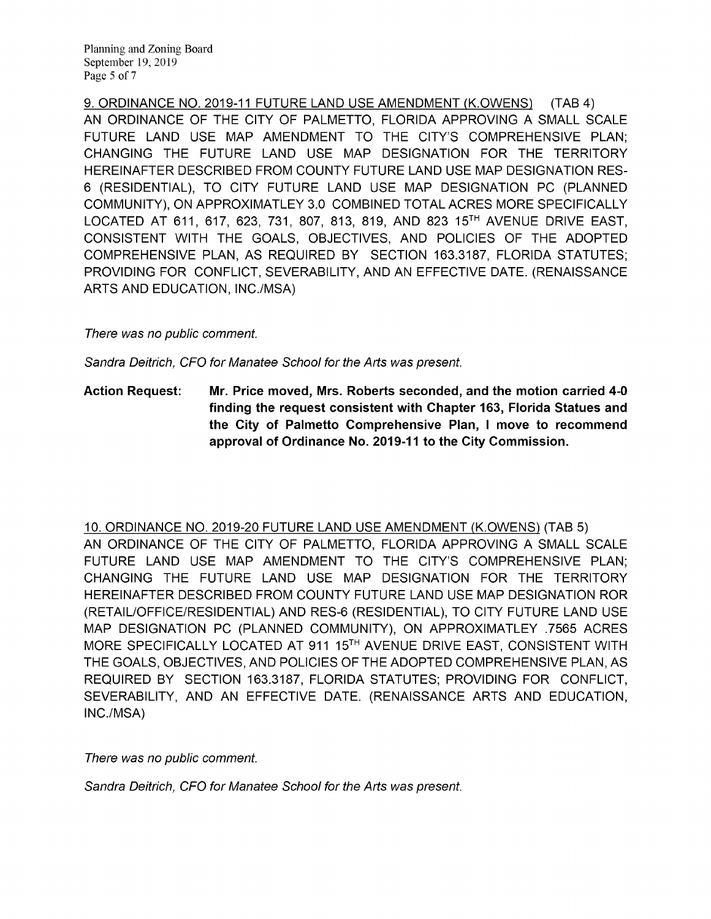9. ORDINANCE NO. 2019-11 FUTURE LAND USE AMENDMENT (K.OWENS) (TAB 4)
AN ORDINANCE OF THE CITY OF PALMETTO, FLORIDA APPROVING A SMALL SCALE FUTURE LAND USE MAP AMENDMENT TO THE CITY'S COMPREHENSIVE PLAN; CHANGING THE FUTURE LAND USE MAP DESIGNATION FOR THE TERRITORY HEREINAFTER DESCRIBED FROM COUNTY FUTURE LAND USE MAP DESIGNATION RES-6 (RESIDENTIAL), TO CITY FUTURE LAND USE MAP DESIGNATION PC (PLANNED COMMUNITY), ON APPROXIMATLEY 3.0 COMBINED TOTAL ACRES MORE SPECIFICALLY LOCATED AT 611, 617, 623, 731, 807, 813, 819, AND 823 15TH AVENUE DRIVE EAST, CONSISTENT WITH THE GOALS, OBJECTIVES, AND POLICIES OF THE ADOPTED COMPREHENSIVE PLAN, AS REQUIRED BY SECTION 163.3187, FLORIDA STATUTES; PROVIDING FOR CONFLICT, SEVERABILITY, AND AN EFFECTIVE DATE. (RENAISSANCE ARTS AND EDUCATION, INC./MSA)

*There was no public comment.*

*Sandra Deitrich, CFO for Manatee School for the Arts was present.*

**Action Request:** **Mr. Price moved, Mrs. Roberts seconded, and the motion carried 4-0 finding the request consistent with Chapter 163, Florida Statues and the City of Palmetto Comprehensive Plan, I move to recommend approval of Ordinance No. 2019-11 to the City Commission.**

10. ORDINANCE NO. 2019-20 FUTURE LAND USE AMENDMENT (K.OWENS) (TAB 5)
AN ORDINANCE OF THE CITY OF PALMETTO, FLORIDA APPROVING A SMALL SCALE FUTURE LAND USE MAP AMENDMENT TO THE CITY'S COMPREHENSIVE PLAN; CHANGING THE FUTURE LAND USE MAP DESIGNATION FOR THE TERRITORY HEREINAFTER DESCRIBED FROM COUNTY FUTURE LAND USE MAP DESIGNATION ROR (RETAIL/OFFICE/RESIDENTIAL) AND RES-6 (RESIDENTIAL), TO CITY FUTURE LAND USE MAP DESIGNATION PC (PLANNED COMMUNITY), ON APPROXIMATLEY .7565 ACRES MORE SPECIFICALLY LOCATED AT 911 15TH AVENUE DRIVE EAST, CONSISTENT WITH THE GOALS, OBJECTIVES, AND POLICIES OF THE ADOPTED COMPREHENSIVE PLAN, AS REQUIRED BY SECTION 163.3187, FLORIDA STATUTES; PROVIDING FOR CONFLICT, SEVERABILITY, AND AN EFFECTIVE DATE. (RENAISSANCE ARTS AND EDUCATION, INC./MSA)

*There was no public comment.*

*Sandra Deitrich, CFO for Manatee School for the Arts was present.*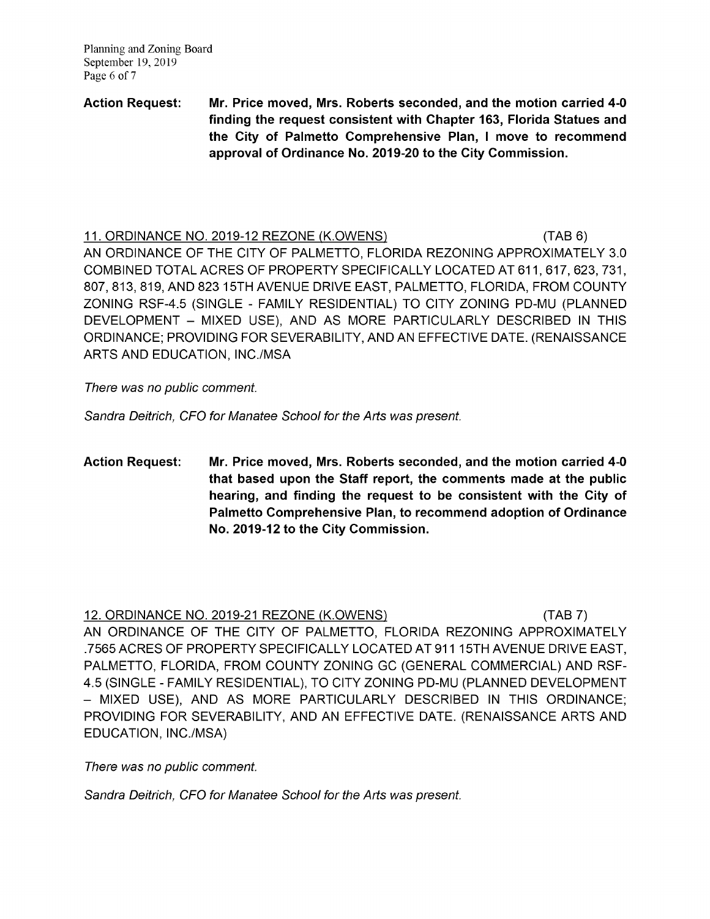**Action Request:** **Mr. Price moved, Mrs. Roberts seconded, and the motion carried 4-0 finding the request consistent with Chapter 163, Florida Statues and the City of Palmetto Comprehensive Plan, I move to recommend approval of Ordinance No. 2019-20 to the City Commission.**

<u>11. ORDINANCE NO. 2019-12 REZONE (K.OWENS)</u> (TAB 6)

AN ORDINANCE OF THE CITY OF PALMETTO, FLORIDA REZONING APPROXIMATELY 3.0 COMBINED TOTAL ACRES OF PROPERTY SPECIFICALLY LOCATED AT 611, 617, 623, 731, 807, 813, 819, AND 823 15TH AVENUE DRIVE EAST, PALMETTO, FLORIDA, FROM COUNTY ZONING RSF-4.5 (SINGLE - FAMILY RESIDENTIAL) TO CITY ZONING PD-MU (PLANNED DEVELOPMENT – MIXED USE), AND AS MORE PARTICULARLY DESCRIBED IN THIS ORDINANCE; PROVIDING FOR SEVERABILITY, AND AN EFFECTIVE DATE. (RENAISSANCE ARTS AND EDUCATION, INC./MSA

*There was no public comment.*

*Sandra Deitrich, CFO for Manatee School for the Arts was present.*

**Action Request:** **Mr. Price moved, Mrs. Roberts seconded, and the motion carried 4-0 that based upon the Staff report, the comments made at the public hearing, and finding the request to be consistent with the City of Palmetto Comprehensive Plan, to recommend adoption of Ordinance No. 2019-12 to the City Commission.**

<u>12. ORDINANCE NO. 2019-21 REZONE (K.OWENS)</u> (TAB 7)

AN ORDINANCE OF THE CITY OF PALMETTO, FLORIDA REZONING APPROXIMATELY .7565 ACRES OF PROPERTY SPECIFICALLY LOCATED AT 911 15TH AVENUE DRIVE EAST, PALMETTO, FLORIDA, FROM COUNTY ZONING GC (GENERAL COMMERCIAL) AND RSF-4.5 (SINGLE - FAMILY RESIDENTIAL), TO CITY ZONING PD-MU (PLANNED DEVELOPMENT – MIXED USE), AND AS MORE PARTICULARLY DESCRIBED IN THIS ORDINANCE; PROVIDING FOR SEVERABILITY, AND AN EFFECTIVE DATE. (RENAISSANCE ARTS AND EDUCATION, INC./MSA)

*There was no public comment.*

*Sandra Deitrich, CFO for Manatee School for the Arts was present.*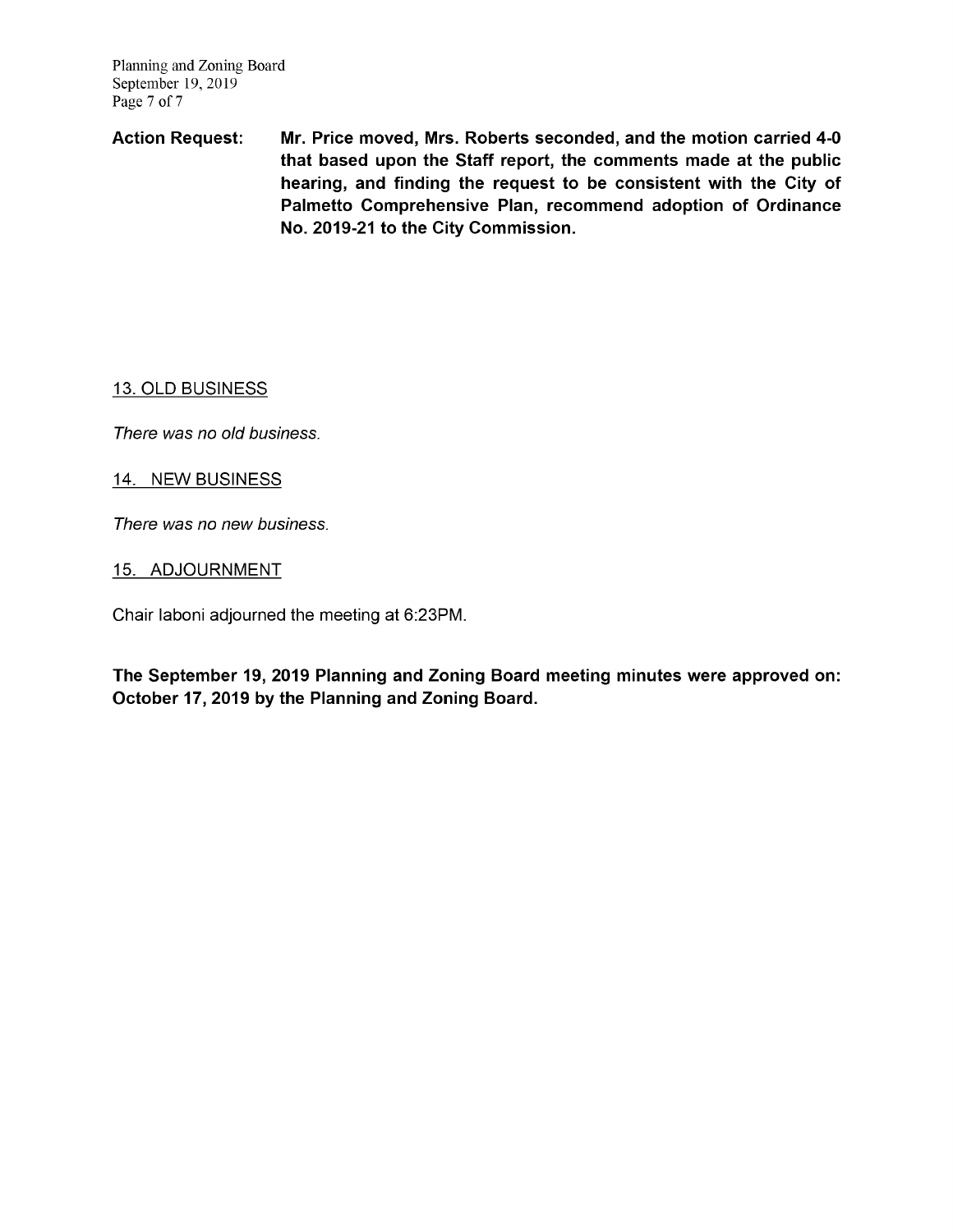**Action Request:** **Mr. Price moved, Mrs. Roberts seconded, and the motion carried 4-0 that based upon the Staff report, the comments made at the public hearing, and finding the request to be consistent with the City of Palmetto Comprehensive Plan, recommend adoption of Ordinance No. 2019-21 to the City Commission.**

## 13. OLD BUSINESS

*There was no old business.*

## 14. NEW BUSINESS

*There was no new business.*

## 15. ADJOURNMENT

Chair Iaboni adjourned the meeting at 6:23PM.

**The September 19, 2019 Planning and Zoning Board meeting minutes were approved on: October 17, 2019 by the Planning and Zoning Board.**